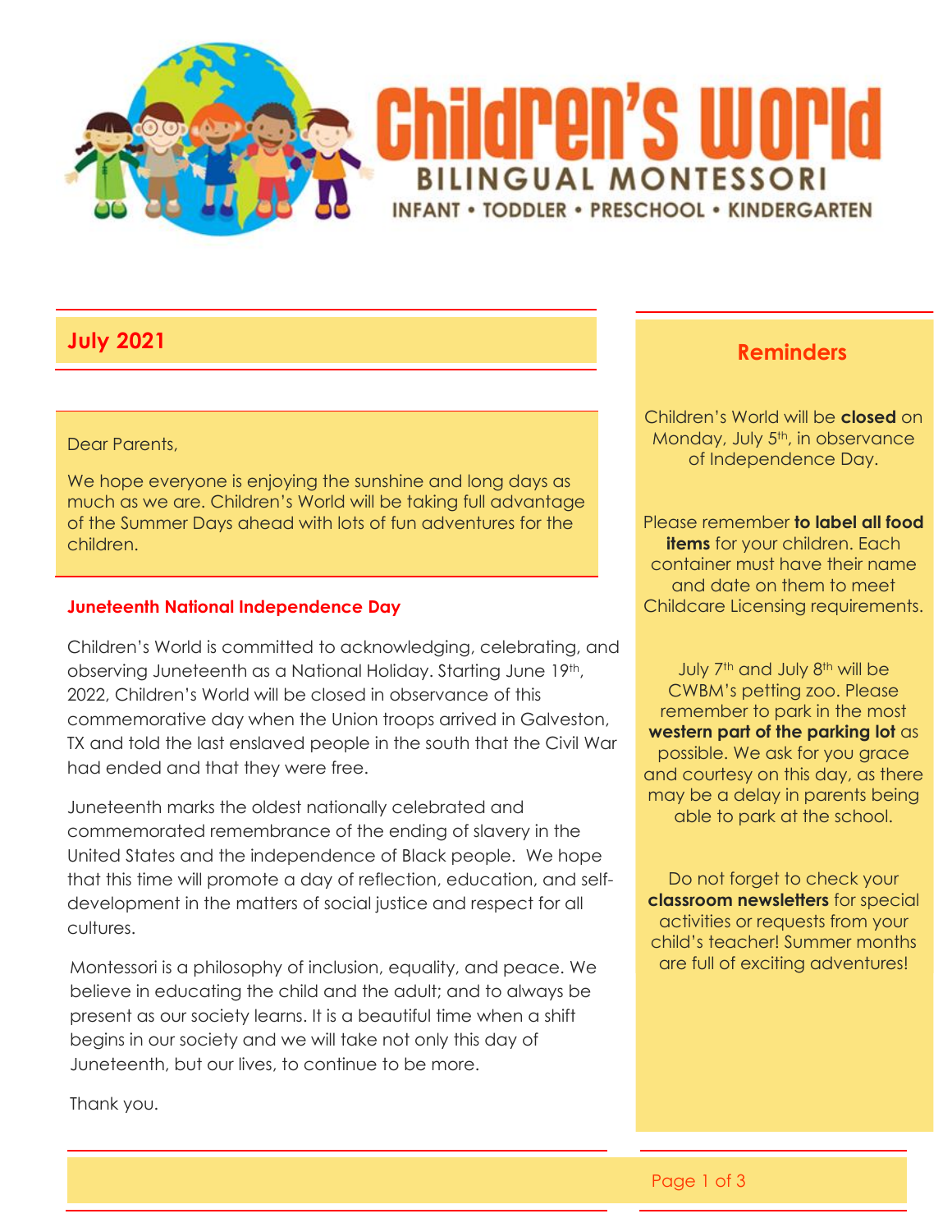# Children's World

**BILINGUAL MONTESSORI**

INFANT • TODDLER • PRESCHOOL • KINDERGARTEN

## July 2021

Dear Parents,

We hope everyone is enjoying the sunshine and long days as much as we are. Children's World will be taking full advantage of the Summer Days ahead with lots of fun adventures for the children.

### Juneteenth National Independence Day

Children's World is committed to acknowledging, celebrating, and observing Juneteenth as a National Holiday. Starting June 19th, 2022, Children's World will be closed in observance of this commemorative day when the Union troops arrived in Galveston, TX and told the last enslaved people in the south that the Civil War had ended and that they were free.

Juneteenth marks the oldest nationally celebrated and commemorated remembrance of the ending of slavery in the United States and the independence of Black people. We hope that this time will promote a day of reflection, education, and self-development in the matters of social justice and respect for all cultures.

Montessori is a philosophy of inclusion, equality, and peace. We believe in educating the child and the adult; and to always be present as our society learns. It is a beautiful time when a shift begins in our society and we will take not only this day of Juneteenth, but our lives, to continue to be more.

Thank you.

## Reminders

Children's World will be **closed** on Monday, July 5th, in observance of Independence Day.

Please remember **to label all food items** for your children. Each container must have their name and date on them to meet Childcare Licensing requirements.

July 7th and July 8th will be CWBM's petting zoo. Please remember to park in the most **western part of the parking lot** as possible. We ask for you grace and courtesy on this day, as there may be a delay in parents being able to park at the school.

Do not forget to check your **classroom newsletters** for special activities or requests from your child's teacher! Summer months are full of exciting adventures!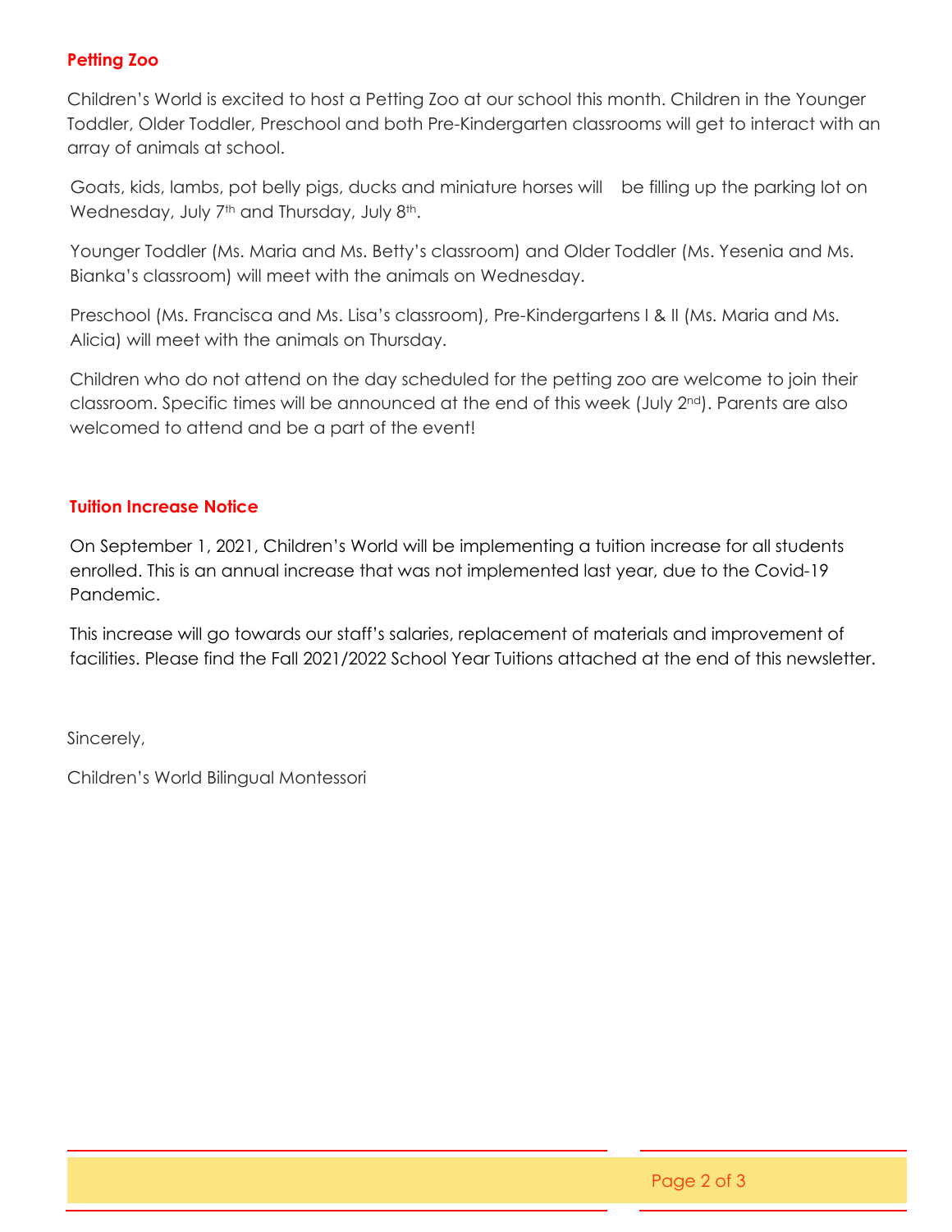### Petting Zoo

Children's World is excited to host a Petting Zoo at our school this month. Children in the Younger Toddler, Older Toddler, Preschool and both Pre-Kindergarten classrooms will get to interact with an array of animals at school.

Goats, kids, lambs, pot belly pigs, ducks and miniature horses will be filling up the parking lot on Wednesday, July 7th and Thursday, July 8th.

Younger Toddler (Ms. Maria and Ms. Betty's classroom) and Older Toddler (Ms. Yesenia and Ms. Bianka's classroom) will meet with the animals on Wednesday.

Preschool (Ms. Francisca and Ms. Lisa's classroom), Pre-Kindergartens I & II (Ms. Maria and Ms. Alicia) will meet with the animals on Thursday.

Children who do not attend on the day scheduled for the petting zoo are welcome to join their classroom. Specific times will be announced at the end of this week (July 2nd). Parents are also welcomed to attend and be a part of the event!

### Tuition Increase Notice

On September 1, 2021, Children's World will be implementing a tuition increase for all students enrolled. This is an annual increase that was not implemented last year, due to the Covid-19 Pandemic.

This increase will go towards our staff's salaries, replacement of materials and improvement of facilities. Please find the Fall 2021/2022 School Year Tuitions attached at the end of this newsletter.

Sincerely,

Children's World Bilingual Montessori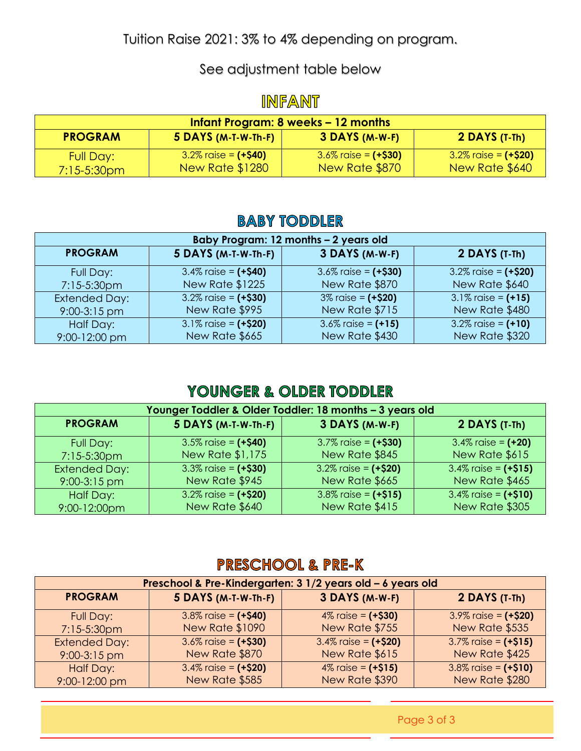Tuition Raise 2021: 3% to 4% depending on program.

See adjustment table below

## INFANT

| Infant Program: 8 weeks – 12 months | | | |
|---|---|---|---|
| **PROGRAM** | **5 DAYS (M-T-W-Th-F)** | **3 DAYS (M-W-F)** | **2 DAYS (T-Th)** |
| Full Day: 7:15-5:30pm | 3.2% raise = **(+$40)** New Rate $1280 | 3.6% raise = **(+$30)** New Rate $870 | 3.2% raise = **(+$20)** New Rate $640 |

## BABY TODDLER

| Baby Program: 12 months – 2 years old | | | |
|---|---|---|---|
| **PROGRAM** | **5 DAYS (M-T-W-Th-F)** | **3 DAYS (M-W-F)** | **2 DAYS (T-Th)** |
| Full Day: 7:15-5:30pm | 3.4% raise = **(+$40)** New Rate $1225 | 3.6% raise = **(+$30)** New Rate $870 | 3.2% raise = **(+$20)** New Rate $640 |
| Extended Day: 9:00-3:15 pm | 3.2% raise = **(+$30)** New Rate $995 | 3% raise = **(+$20)** New Rate $715 | 3.1% raise = **(+15)** New Rate $480 |
| Half Day: 9:00-12:00 pm | 3.1% raise = **(+$20)** New Rate $665 | 3.6% raise = **(+15)** New Rate $430 | 3.2% raise = **(+10)** New Rate $320 |

## YOUNGER & OLDER TODDLER

| Younger Toddler & Older Toddler: 18 months – 3 years old | | | |
|---|---|---|---|
| **PROGRAM** | **5 DAYS (M-T-W-Th-F)** | **3 DAYS (M-W-F)** | **2 DAYS (T-Th)** |
| Full Day: 7:15-5:30pm | 3.5% raise = **(+$40)** New Rate $1,175 | 3.7% raise = **(+$30)** New Rate $845 | 3.4% raise = **(+20)** New Rate $615 |
| Extended Day: 9:00-3:15 pm | 3.3% raise = **(+$30)** New Rate $945 | 3.2% raise = **(+$20)** New Rate $665 | 3.4% raise = **(+$15)** New Rate $465 |
| Half Day: 9:00-12:00pm | 3.2% raise = **(+$20)** New Rate $640 | 3.8% raise = **(+$15)** New Rate $415 | 3.4% raise = **(+$10)** New Rate $305 |

## PRESCHOOL & PRE-K

| Preschool & Pre-Kindergarten: 3 1/2 years old – 6 years old | | | |
|---|---|---|---|
| **PROGRAM** | **5 DAYS (M-T-W-Th-F)** | **3 DAYS (M-W-F)** | **2 DAYS (T-Th)** |
| Full Day: 7:15-5:30pm | 3.8% raise = **(+$40)** New Rate $1090 | 4% raise = **(+$30)** New Rate $755 | 3.9% raise = **(+$20)** New Rate $535 |
| Extended Day: 9:00-3:15 pm | 3.6% raise = **(+$30)** New Rate $870 | 3.4% raise = **(+$20)** New Rate $615 | 3.7% raise = **(+$15)** New Rate $425 |
| Half Day: 9:00-12:00 pm | 3.4% raise = **(+$20)** New Rate $585 | 4% raise = **(+$15)** New Rate $390 | 3.8% raise = **(+$10)** New Rate $280 |